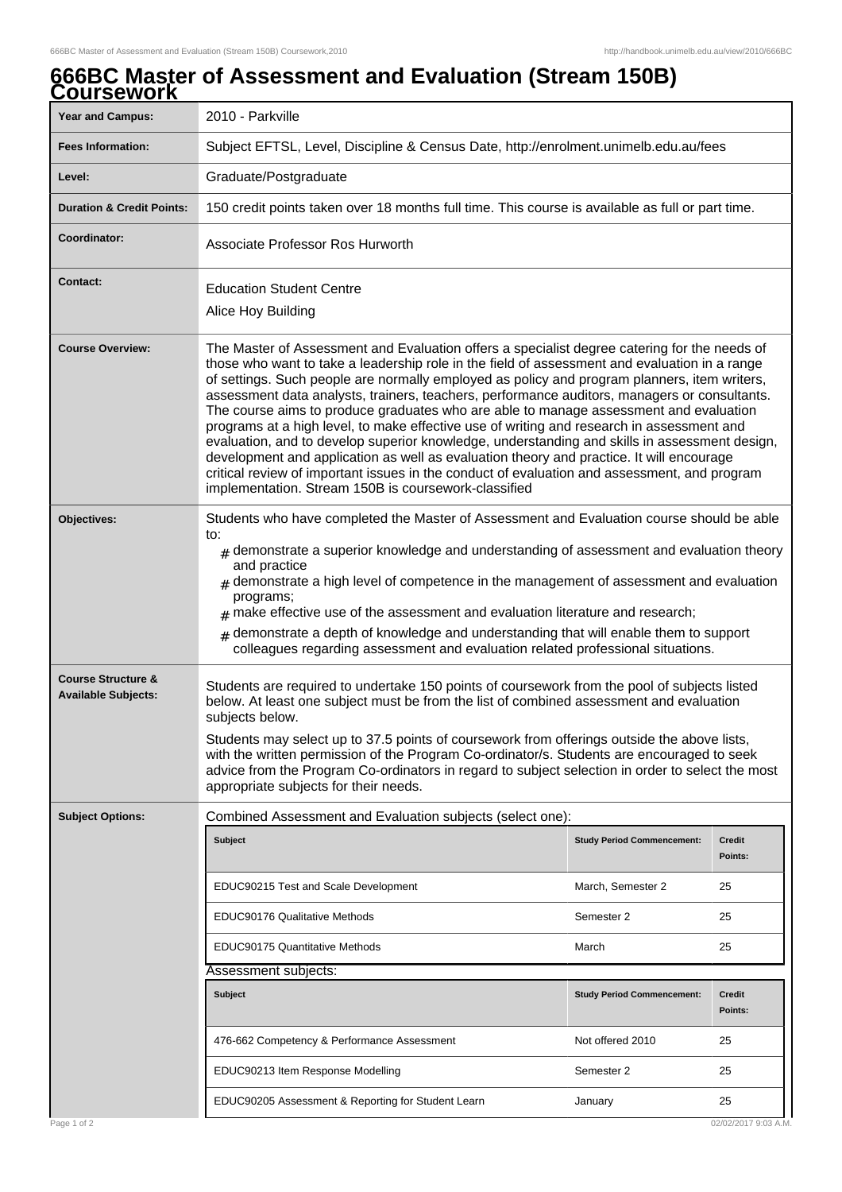# 666BC Master of Assessment and Evaluation (Stream 150B) Coursework

| | |
|---|---|
| **Year and Campus:** | 2010 - Parkville |
| **Fees Information:** | Subject EFTSL, Level, Discipline & Census Date, http://enrolment.unimelb.edu.au/fees |
| **Level:** | Graduate/Postgraduate |
| **Duration & Credit Points:** | 150 credit points taken over 18 months full time. This course is available as full or part time. |
| **Coordinator:** | Associate Professor Ros Hurworth |
| **Contact:** | Education Student Centre<br>Alice Hoy Building |
| **Course Overview:** | The Master of Assessment and Evaluation offers a specialist degree catering for the needs of those who want to take a leadership role in the field of assessment and evaluation in a range of settings. Such people are normally employed as policy and program planners, item writers, assessment data analysts, trainers, teachers, performance auditors, managers or consultants. The course aims to produce graduates who are able to manage assessment and evaluation programs at a high level, to make effective use of writing and research in assessment and evaluation, and to develop superior knowledge, understanding and skills in assessment design, development and application as well as evaluation theory and practice. It will encourage critical review of important issues in the conduct of evaluation and assessment, and program implementation. Stream 150B is coursework-classified |
| **Objectives:** | Students who have completed the Master of Assessment and Evaluation course should be able to:<br># demonstrate a superior knowledge and understanding of assessment and evaluation theory and practice<br># demonstrate a high level of competence in the management of assessment and evaluation programs;<br># make effective use of the assessment and evaluation literature and research;<br># demonstrate a depth of knowledge and understanding that will enable them to support colleagues regarding assessment and evaluation related professional situations. |
| **Course Structure & Available Subjects:** | Students are required to undertake 150 points of coursework from the pool of subjects listed below. At least one subject must be from the list of combined assessment and evaluation subjects below.<br>Students may select up to 37.5 points of coursework from offerings outside the above lists, with the written permission of the Program Co-ordinator/s. Students are encouraged to seek advice from the Program Co-ordinators in regard to subject selection in order to select the most appropriate subjects for their needs. |

**Subject Options:**

Combined Assessment and Evaluation subjects (select one):

| Subject | Study Period Commencement: | Credit Points: |
|---|---|---|
| EDUC90215 Test and Scale Development | March, Semester 2 | 25 |
| EDUC90176 Qualitative Methods | Semester 2 | 25 |
| EDUC90175 Quantitative Methods | March | 25 |

Assessment subjects:

| Subject | Study Period Commencement: | Credit Points: |
|---|---|---|
| 476-662 Competency & Performance Assessment | Not offered 2010 | 25 |
| EDUC90213 Item Response Modelling | Semester 2 | 25 |
| EDUC90205 Assessment & Reporting for Student Learn | January | 25 |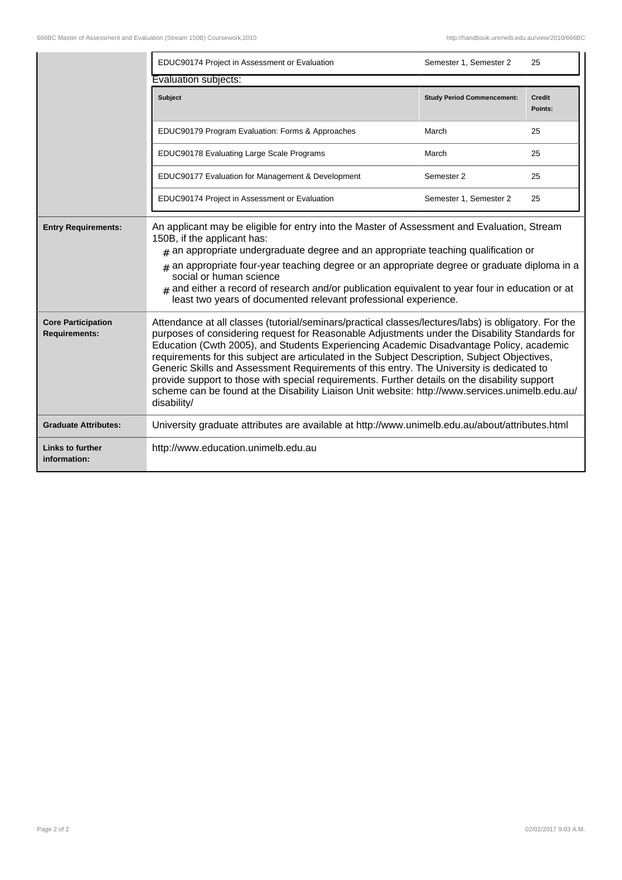| | | | |
|---|---|---|---|
| | EDUC90174 Project in Assessment or Evaluation | Semester 1, Semester 2 | 25 |

Evaluation subjects:

| Subject | Study Period Commencement: | Credit Points: |
|---|---|---|
| EDUC90179 Program Evaluation: Forms & Approaches | March | 25 |
| EDUC90178 Evaluating Large Scale Programs | March | 25 |
| EDUC90177 Evaluation for Management & Development | Semester 2 | 25 |
| EDUC90174 Project in Assessment or Evaluation | Semester 1, Semester 2 | 25 |

**Entry Requirements:**

An applicant may be eligible for entry into the Master of Assessment and Evaluation, Stream 150B, if the applicant has:

- an appropriate undergraduate degree and an appropriate teaching qualification or
- an appropriate four-year teaching degree or an appropriate degree or graduate diploma in a social or human science
- and either a record of research and/or publication equivalent to year four in education or at least two years of documented relevant professional experience.

**Core Participation Requirements:**

Attendance at all classes (tutorial/seminars/practical classes/lectures/labs) is obligatory. For the purposes of considering request for Reasonable Adjustments under the Disability Standards for Education (Cwth 2005), and Students Experiencing Academic Disadvantage Policy, academic requirements for this subject are articulated in the Subject Description, Subject Objectives, Generic Skills and Assessment Requirements of this entry. The University is dedicated to provide support to those with special requirements. Further details on the disability support scheme can be found at the Disability Liaison Unit website: http://www.services.unimelb.edu.au/disability/

**Graduate Attributes:**

University graduate attributes are available at http://www.unimelb.edu.au/about/attributes.html

**Links to further information:**

http://www.education.unimelb.edu.au